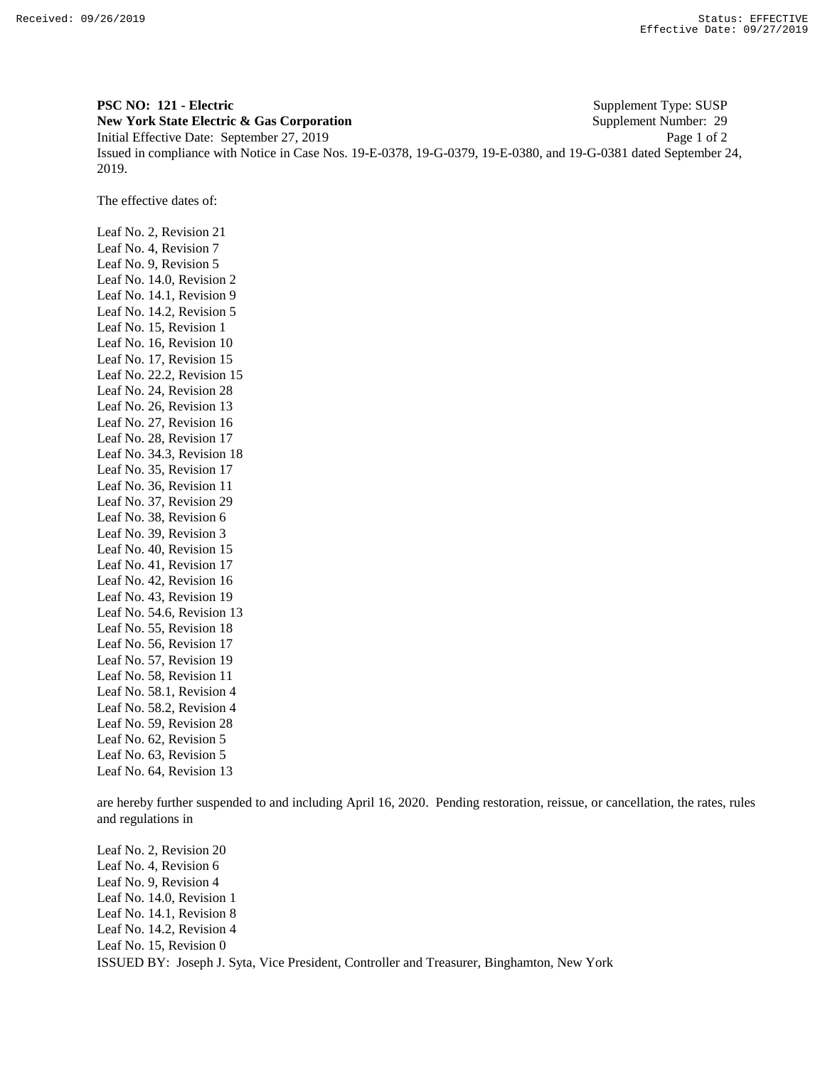Received: 09/26/2019 Status: EFFECTIVE
Effective Date: 09/27/2019

**PSC NO: 121 - Electric** Supplement Type: SUSP
**New York State Electric & Gas Corporation** Supplement Number: 29
Initial Effective Date: September 27, 2019
Issued in compliance with Notice in Case Nos. 19-E-0378, 19-G-0379, 19-E-0380, and 19-G-0381 dated September 24, 2019.

The effective dates of:

Leaf No. 2, Revision 21
Leaf No. 4, Revision 7
Leaf No. 9, Revision 5
Leaf No. 14.0, Revision 2
Leaf No. 14.1, Revision 9
Leaf No. 14.2, Revision 5
Leaf No. 15, Revision 1
Leaf No. 16, Revision 10
Leaf No. 17, Revision 15
Leaf No. 22.2, Revision 15
Leaf No. 24, Revision 28
Leaf No. 26, Revision 13
Leaf No. 27, Revision 16
Leaf No. 28, Revision 17
Leaf No. 34.3, Revision 18
Leaf No. 35, Revision 17
Leaf No. 36, Revision 11
Leaf No. 37, Revision 29
Leaf No. 38, Revision 6
Leaf No. 39, Revision 3
Leaf No. 40, Revision 15
Leaf No. 41, Revision 17
Leaf No. 42, Revision 16
Leaf No. 43, Revision 19
Leaf No. 54.6, Revision 13
Leaf No. 55, Revision 18
Leaf No. 56, Revision 17
Leaf No. 57, Revision 19
Leaf No. 58, Revision 11
Leaf No. 58.1, Revision 4
Leaf No. 58.2, Revision 4
Leaf No. 59, Revision 28
Leaf No. 62, Revision 5
Leaf No. 63, Revision 5
Leaf No. 64, Revision 13

are hereby further suspended to and including April 16, 2020. Pending restoration, reissue, or cancellation, the rates, rules and regulations in

Leaf No. 2, Revision 20
Leaf No. 4, Revision 6
Leaf No. 9, Revision 4
Leaf No. 14.0, Revision 1
Leaf No. 14.1, Revision 8
Leaf No. 14.2, Revision 4
Leaf No. 15, Revision 0

ISSUED BY: Joseph J. Syta, Vice President, Controller and Treasurer, Binghamton, New York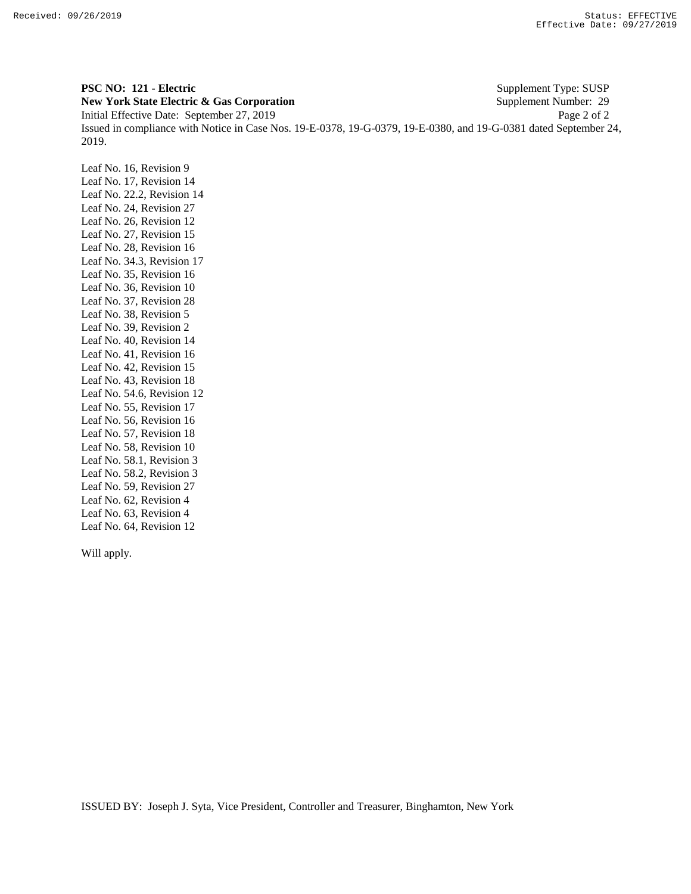**PSC NO: 121 - Electric** Supplement Type: SUSP
**New York State Electric & Gas Corporation** Supplement Number: 29
Initial Effective Date: September 27, 2019
Issued in compliance with Notice in Case Nos. 19-E-0378, 19-G-0379, 19-E-0380, and 19-G-0381 dated September 24, 2019.

Leaf No. 16, Revision 9
Leaf No. 17, Revision 14
Leaf No. 22.2, Revision 14
Leaf No. 24, Revision 27
Leaf No. 26, Revision 12
Leaf No. 27, Revision 15
Leaf No. 28, Revision 16
Leaf No. 34.3, Revision 17
Leaf No. 35, Revision 16
Leaf No. 36, Revision 10
Leaf No. 37, Revision 28
Leaf No. 38, Revision 5
Leaf No. 39, Revision 2
Leaf No. 40, Revision 14
Leaf No. 41, Revision 16
Leaf No. 42, Revision 15
Leaf No. 43, Revision 18
Leaf No. 54.6, Revision 12
Leaf No. 55, Revision 17
Leaf No. 56, Revision 16
Leaf No. 57, Revision 18
Leaf No. 58, Revision 10
Leaf No. 58.1, Revision 3
Leaf No. 58.2, Revision 3
Leaf No. 59, Revision 27
Leaf No. 62, Revision 4
Leaf No. 63, Revision 4
Leaf No. 64, Revision 12

Will apply.

ISSUED BY: Joseph J. Syta, Vice President, Controller and Treasurer, Binghamton, New York